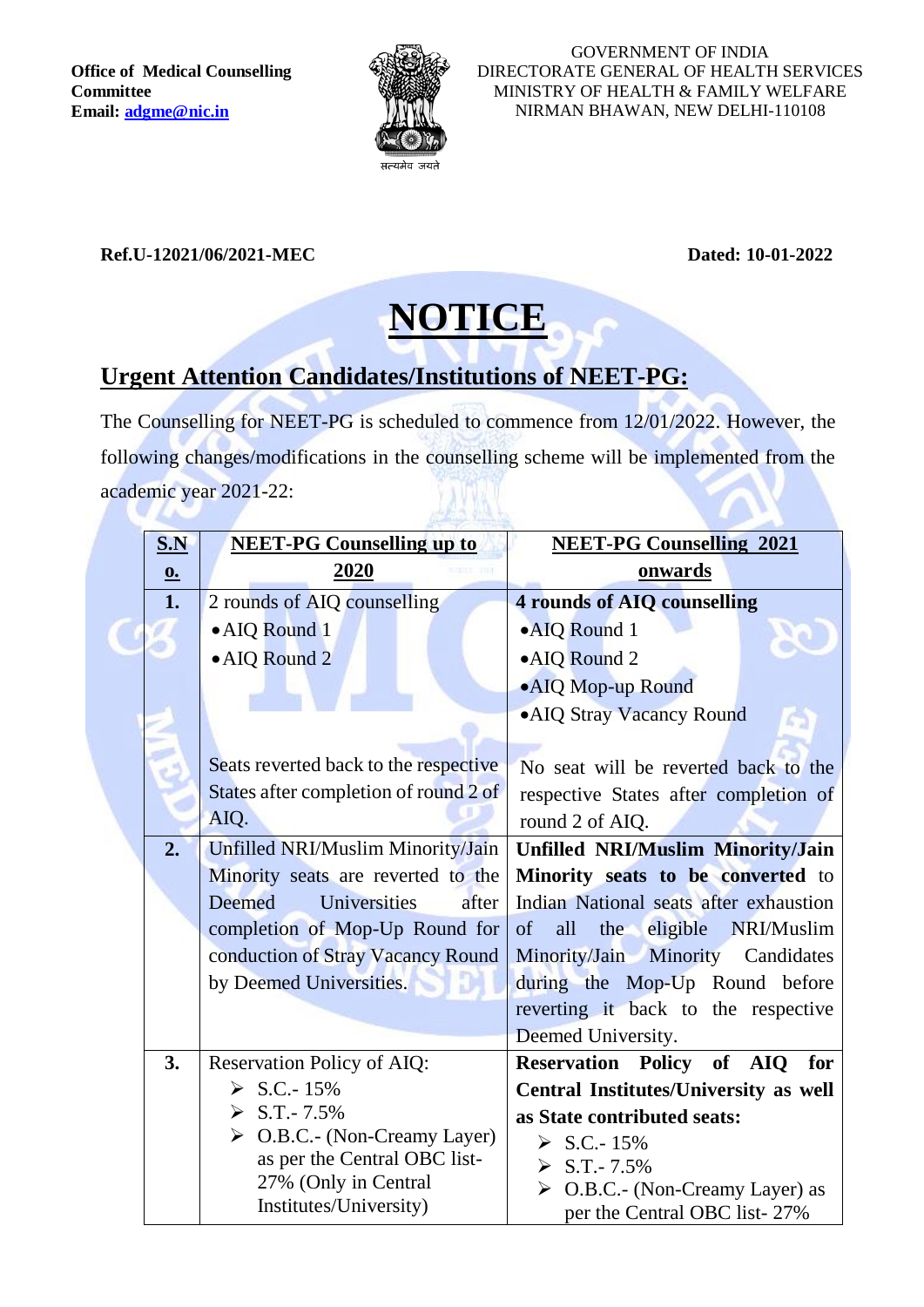**Office of Medical Counselling Committee**
**Email: adgme@nic.in**

GOVERNMENT OF INDIA
DIRECTORATE GENERAL OF HEALTH SERVICES
MINISTRY OF HEALTH & FAMILY WELFARE
NIRMAN BHAWAN, NEW DELHI-110108

**Ref.U-12021/06/2021-MEC** **Dated: 10-01-2022**

# NOTICE

## Urgent Attention Candidates/Institutions of NEET-PG:

The Counselling for NEET-PG is scheduled to commence from 12/01/2022. However, the following changes/modifications in the counselling scheme will be implemented from the academic year 2021-22:

| S.No. | NEET-PG Counselling up to 2020 | NEET-PG Counselling 2021 onwards |
|---|---|---|
| 1. | 2 rounds of AIQ counselling<br>• AIQ Round 1<br>• AIQ Round 2<br><br>Seats reverted back to the respective States after completion of round 2 of AIQ. | **4 rounds of AIQ counselling**<br>• AIQ Round 1<br>• AIQ Round 2<br>• AIQ Mop-up Round<br>• AIQ Stray Vacancy Round<br><br>No seat will be reverted back to the respective States after completion of round 2 of AIQ. |
| 2. | Unfilled NRI/Muslim Minority/Jain Minority seats are reverted to the Deemed Universities after completion of Mop-Up Round for conduction of Stray Vacancy Round by Deemed Universities. | **Unfilled NRI/Muslim Minority/Jain Minority seats to be converted** to Indian National seats after exhaustion of all the eligible NRI/Muslim Minority/Jain Minority Candidates during the Mop-Up Round before reverting it back to the respective Deemed University. |
| 3. | Reservation Policy of AIQ:<br>➢ S.C.- 15%<br>➢ S.T.- 7.5%<br>➢ O.B.C.- (Non-Creamy Layer) as per the Central OBC list- 27% (Only in Central Institutes/University) | **Reservation Policy of AIQ for Central Institutes/University as well as State contributed seats:**<br>➢ S.C.- 15%<br>➢ S.T.- 7.5%<br>➢ O.B.C.- (Non-Creamy Layer) as per the Central OBC list- 27% |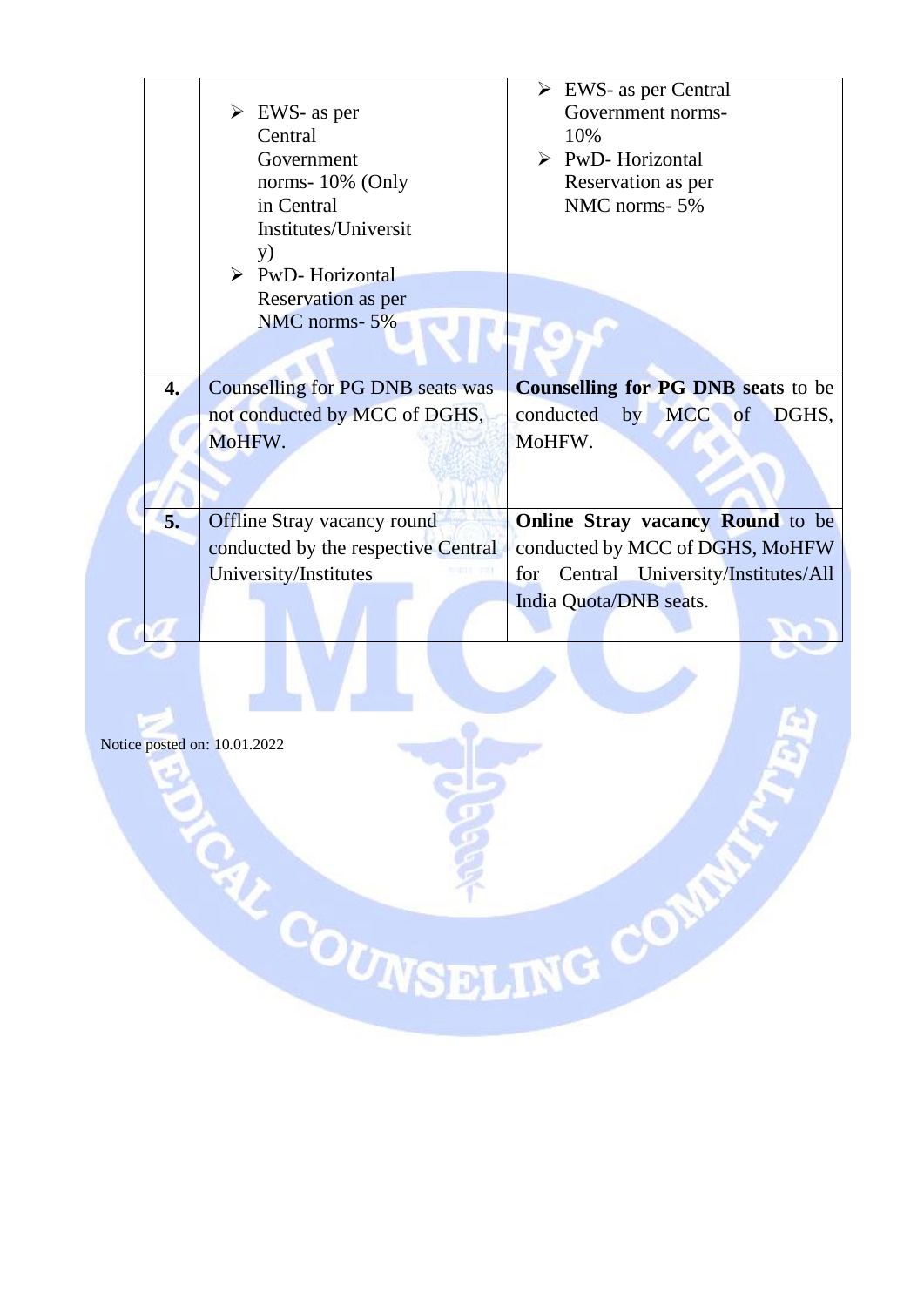| | | |
|---|---|---|
| | ➢ EWS- as per Central Government norms- 10% (Only in Central Institutes/University)<br>➢ PwD- Horizontal Reservation as per NMC norms- 5% | ➢ EWS- as per Central Government norms- 10%<br>➢ PwD- Horizontal Reservation as per NMC norms- 5% |
| **4.** | Counselling for PG DNB seats was not conducted by MCC of DGHS, MoHFW. | **Counselling for PG DNB seats** to be conducted by MCC of DGHS, MoHFW. |
| **5.** | Offline Stray vacancy round conducted by the respective Central University/Institutes | **Online Stray vacancy Round** to be conducted by MCC of DGHS, MoHFW for Central University/Institutes/All India Quota/DNB seats. |

Notice posted on: 10.01.2022